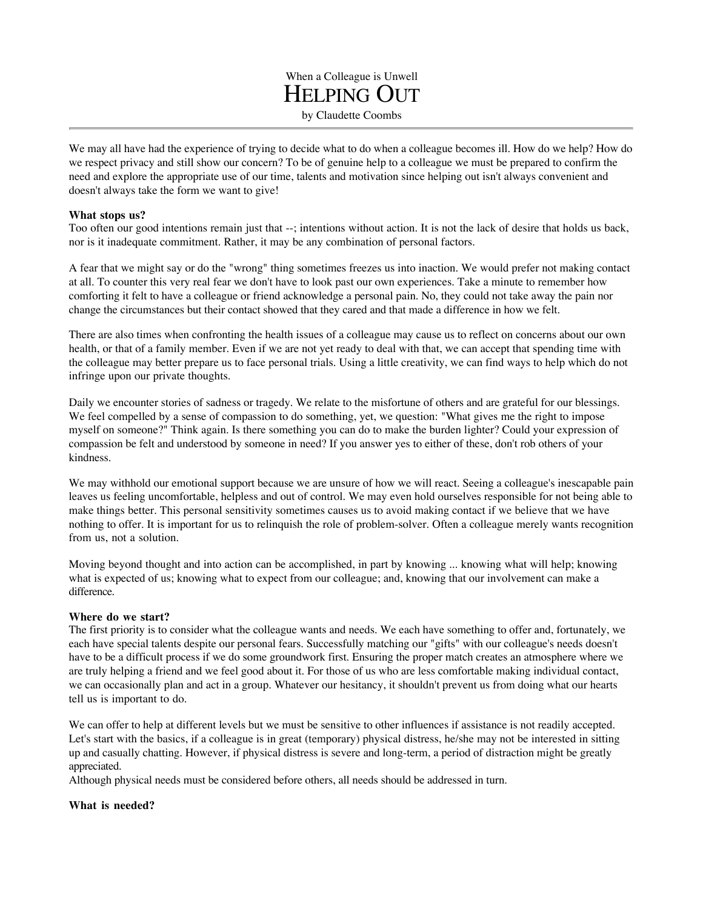When a Colleague is Unwell

# Helping Out

by Claudette Coombs

---

We may all have had the experience of trying to decide what to do when a colleague becomes ill. How do we help? How do we respect privacy and still show our concern? To be of genuine help to a colleague we must be prepared to confirm the need and explore the appropriate use of our time, talents and motivation since helping out isn't always convenient and doesn't always take the form we want to give!

**What stops us?**

Too often our good intentions remain just that --; intentions without action. It is not the lack of desire that holds us back, nor is it inadequate commitment. Rather, it may be any combination of personal factors.

A fear that we might say or do the "wrong" thing sometimes freezes us into inaction. We would prefer not making contact at all. To counter this very real fear we don't have to look past our own experiences. Take a minute to remember how comforting it felt to have a colleague or friend acknowledge a personal pain. No, they could not take away the pain nor change the circumstances but their contact showed that they cared and that made a difference in how we felt.

There are also times when confronting the health issues of a colleague may cause us to reflect on concerns about our own health, or that of a family member. Even if we are not yet ready to deal with that, we can accept that spending time with the colleague may better prepare us to face personal trials. Using a little creativity, we can find ways to help which do not infringe upon our private thoughts.

Daily we encounter stories of sadness or tragedy. We relate to the misfortune of others and are grateful for our blessings. We feel compelled by a sense of compassion to do something, yet, we question: "What gives me the right to impose myself on someone?" Think again. Is there something you can do to make the burden lighter? Could your expression of compassion be felt and understood by someone in need? If you answer yes to either of these, don't rob others of your kindness.

We may withhold our emotional support because we are unsure of how we will react. Seeing a colleague's inescapable pain leaves us feeling uncomfortable, helpless and out of control. We may even hold ourselves responsible for not being able to make things better. This personal sensitivity sometimes causes us to avoid making contact if we believe that we have nothing to offer. It is important for us to relinquish the role of problem-solver. Often a colleague merely wants recognition from us, not a solution.

Moving beyond thought and into action can be accomplished, in part by knowing ... knowing what will help; knowing what is expected of us; knowing what to expect from our colleague; and, knowing that our involvement can make a difference.

**Where do we start?**

The first priority is to consider what the colleague wants and needs. We each have something to offer and, fortunately, we each have special talents despite our personal fears. Successfully matching our "gifts" with our colleague's needs doesn't have to be a difficult process if we do some groundwork first. Ensuring the proper match creates an atmosphere where we are truly helping a friend and we feel good about it. For those of us who are less comfortable making individual contact, we can occasionally plan and act in a group. Whatever our hesitancy, it shouldn't prevent us from doing what our hearts tell us is important to do.

We can offer to help at different levels but we must be sensitive to other influences if assistance is not readily accepted. Let's start with the basics, if a colleague is in great (temporary) physical distress, he/she may not be interested in sitting up and casually chatting. However, if physical distress is severe and long-term, a period of distraction might be greatly appreciated.
Although physical needs must be considered before others, all needs should be addressed in turn.

**What is needed?**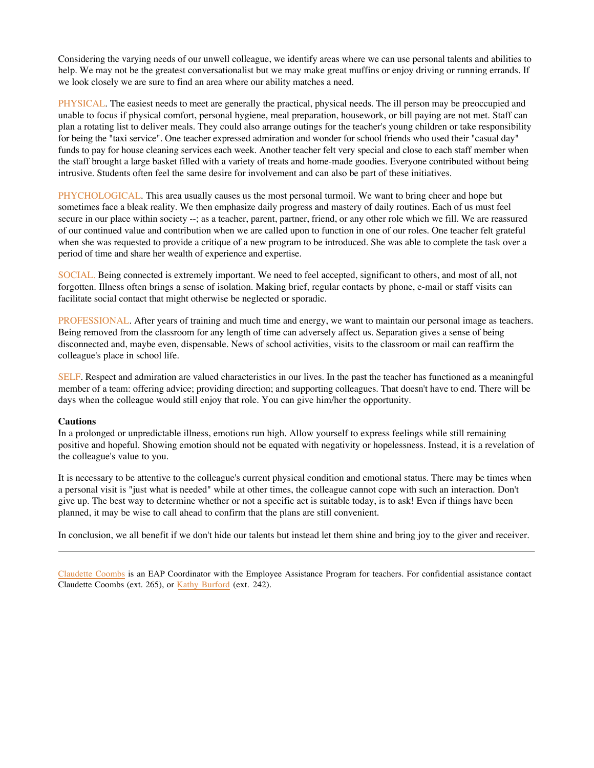Considering the varying needs of our unwell colleague, we identify areas where we can use personal talents and abilities to help. We may not be the greatest conversationalist but we may make great muffins or enjoy driving or running errands. If we look closely we are sure to find an area where our ability matches a need.

PHYSICAL. The easiest needs to meet are generally the practical, physical needs. The ill person may be preoccupied and unable to focus if physical comfort, personal hygiene, meal preparation, housework, or bill paying are not met. Staff can plan a rotating list to deliver meals. They could also arrange outings for the teacher's young children or take responsibility for being the "taxi service". One teacher expressed admiration and wonder for school friends who used their "casual day" funds to pay for house cleaning services each week. Another teacher felt very special and close to each staff member when the staff brought a large basket filled with a variety of treats and home-made goodies. Everyone contributed without being intrusive. Students often feel the same desire for involvement and can also be part of these initiatives.

PHYCHOLOGICAL. This area usually causes us the most personal turmoil. We want to bring cheer and hope but sometimes face a bleak reality. We then emphasize daily progress and mastery of daily routines. Each of us must feel secure in our place within society --; as a teacher, parent, partner, friend, or any other role which we fill. We are reassured of our continued value and contribution when we are called upon to function in one of our roles. One teacher felt grateful when she was requested to provide a critique of a new program to be introduced. She was able to complete the task over a period of time and share her wealth of experience and expertise.

SOCIAL. Being connected is extremely important. We need to feel accepted, significant to others, and most of all, not forgotten. Illness often brings a sense of isolation. Making brief, regular contacts by phone, e-mail or staff visits can facilitate social contact that might otherwise be neglected or sporadic.

PROFESSIONAL. After years of training and much time and energy, we want to maintain our personal image as teachers. Being removed from the classroom for any length of time can adversely affect us. Separation gives a sense of being disconnected and, maybe even, dispensable. News of school activities, visits to the classroom or mail can reaffirm the colleague's place in school life.

SELF. Respect and admiration are valued characteristics in our lives. In the past the teacher has functioned as a meaningful member of a team: offering advice; providing direction; and supporting colleagues. That doesn't have to end. There will be days when the colleague would still enjoy that role. You can give him/her the opportunity.

**Cautions**

In a prolonged or unpredictable illness, emotions run high. Allow yourself to express feelings while still remaining positive and hopeful. Showing emotion should not be equated with negativity or hopelessness. Instead, it is a revelation of the colleague's value to you.

It is necessary to be attentive to the colleague's current physical condition and emotional status. There may be times when a personal visit is "just what is needed" while at other times, the colleague cannot cope with such an interaction. Don't give up. The best way to determine whether or not a specific act is suitable today, is to ask! Even if things have been planned, it may be wise to call ahead to confirm that the plans are still convenient.

In conclusion, we all benefit if we don't hide our talents but instead let them shine and bring joy to the giver and receiver.

---

Claudette Coombs is an EAP Coordinator with the Employee Assistance Program for teachers. For confidential assistance contact Claudette Coombs (ext. 265), or Kathy Burford (ext. 242).